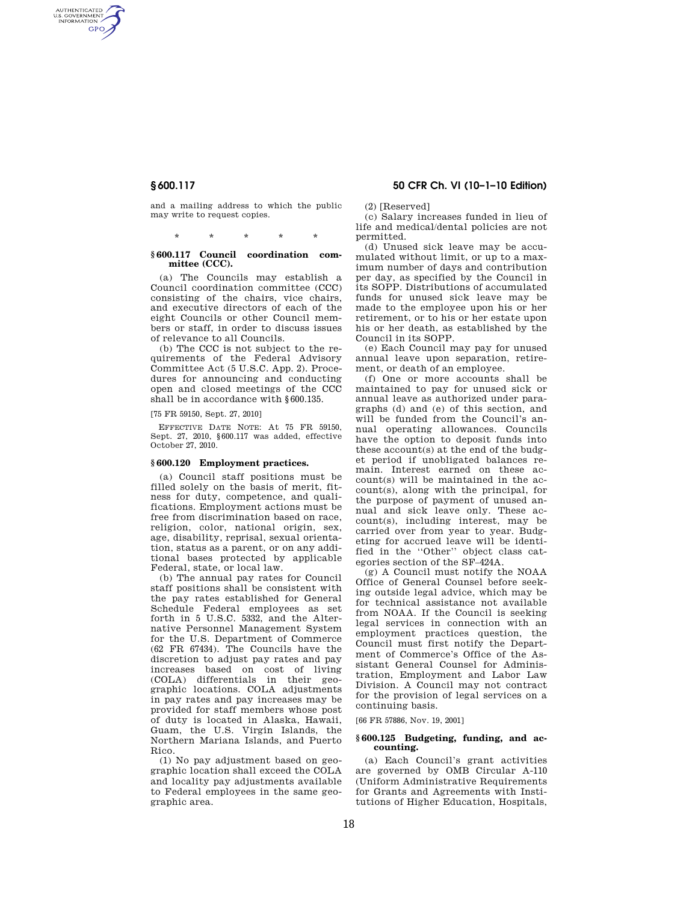and a mailing address to which the public may write to request copies.

\* \* \* \* \*

### § 600.117 Council coordination committee (CCC).

(a) The Councils may establish a Council coordination committee (CCC) consisting of the chairs, vice chairs, and executive directors of each of the eight Councils or other Council members or staff, in order to discuss issues of relevance to all Councils.

(b) The CCC is not subject to the requirements of the Federal Advisory Committee Act (5 U.S.C. App. 2). Procedures for announcing and conducting open and closed meetings of the CCC shall be in accordance with § 600.135.

[75 FR 59150, Sept. 27, 2010]

EFFECTIVE DATE NOTE: At 75 FR 59150, Sept. 27, 2010, § 600.117 was added, effective October 27, 2010.

### § 600.120 Employment practices.

(a) Council staff positions must be filled solely on the basis of merit, fitness for duty, competence, and qualifications. Employment actions must be free from discrimination based on race, religion, color, national origin, sex, age, disability, reprisal, sexual orientation, status as a parent, or on any additional bases protected by applicable Federal, state, or local law.

(b) The annual pay rates for Council staff positions shall be consistent with the pay rates established for General Schedule Federal employees as set forth in 5 U.S.C. 5332, and the Alternative Personnel Management System for the U.S. Department of Commerce (62 FR 67434). The Councils have the discretion to adjust pay rates and pay increases based on cost of living (COLA) differentials in their geographic locations. COLA adjustments in pay rates and pay increases may be provided for staff members whose post of duty is located in Alaska, Hawaii, Guam, the U.S. Virgin Islands, the Northern Mariana Islands, and Puerto Rico.

(1) No pay adjustment based on geographic location shall exceed the COLA and locality pay adjustments available to Federal employees in the same geographic area.

(2) [Reserved]

(c) Salary increases funded in lieu of life and medical/dental policies are not permitted.

(d) Unused sick leave may be accumulated without limit, or up to a maximum number of days and contribution per day, as specified by the Council in its SOPP. Distributions of accumulated funds for unused sick leave may be made to the employee upon his or her retirement, or to his or her estate upon his or her death, as established by the Council in its SOPP.

(e) Each Council may pay for unused annual leave upon separation, retirement, or death of an employee.

(f) One or more accounts shall be maintained to pay for unused sick or annual leave as authorized under paragraphs (d) and (e) of this section, and will be funded from the Council's annual operating allowances. Councils have the option to deposit funds into these account(s) at the end of the budget period if unobligated balances remain. Interest earned on these account(s) will be maintained in the account(s), along with the principal, for the purpose of payment of unused annual and sick leave only. These account(s), including interest, may be carried over from year to year. Budgeting for accrued leave will be identified in the "Other" object class categories section of the SF–424A.

(g) A Council must notify the NOAA Office of General Counsel before seeking outside legal advice, which may be for technical assistance not available from NOAA. If the Council is seeking legal services in connection with an employment practices question, the Council must first notify the Department of Commerce's Office of the Assistant General Counsel for Administration, Employment and Labor Law Division. A Council may not contract for the provision of legal services on a continuing basis.

[66 FR 57886, Nov. 19, 2001]

### § 600.125 Budgeting, funding, and accounting.

(a) Each Council's grant activities are governed by OMB Circular A-110 (Uniform Administrative Requirements for Grants and Agreements with Institutions of Higher Education, Hospitals,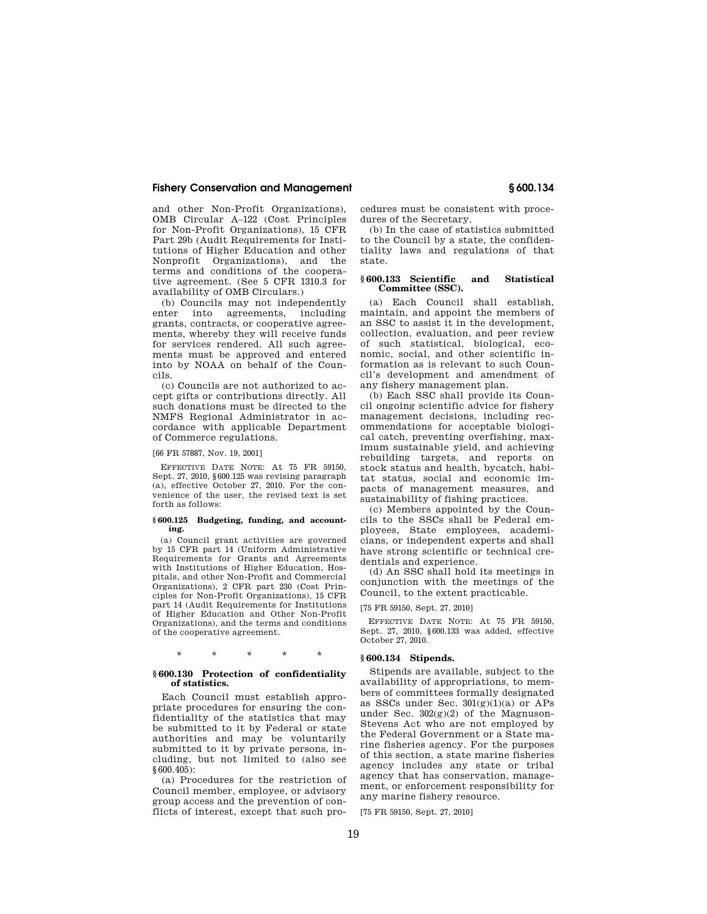and other Non-Profit Organizations), OMB Circular A–122 (Cost Principles for Non-Profit Organizations), 15 CFR Part 29b (Audit Requirements for Institutions of Higher Education and other Nonprofit Organizations), and the terms and conditions of the cooperative agreement. (See 5 CFR 1310.3 for availability of OMB Circulars.)

(b) Councils may not independently enter into agreements, including grants, contracts, or cooperative agreements, whereby they will receive funds for services rendered. All such agreements must be approved and entered into by NOAA on behalf of the Councils.

(c) Councils are not authorized to accept gifts or contributions directly. All such donations must be directed to the NMFS Regional Administrator in accordance with applicable Department of Commerce regulations.

[66 FR 57887, Nov. 19, 2001]

EFFECTIVE DATE NOTE: At 75 FR 59150, Sept. 27, 2010, §600.125 was revising paragraph (a), effective October 27, 2010. For the convenience of the user, the revised text is set forth as follows:

**§ 600.125 Budgeting, funding, and accounting.**

(a) Council grant activities are governed by 15 CFR part 14 (Uniform Administrative Requirements for Grants and Agreements with Institutions of Higher Education, Hospitals, and other Non-Profit and Commercial Organizations), 2 CFR part 230 (Cost Principles for Non-Profit Organizations), 15 CFR part 14 (Audit Requirements for Institutions of Higher Education and Other Non-Profit Organizations), and the terms and conditions of the cooperative agreement.

\* \* \* \* \*

### § 600.130 Protection of confidentiality of statistics.

Each Council must establish appropriate procedures for ensuring the confidentiality of the statistics that may be submitted to it by Federal or state authorities and may be voluntarily submitted to it by private persons, including, but not limited to (also see §600.405):

(a) Procedures for the restriction of Council member, employee, or advisory group access and the prevention of conflicts of interest, except that such procedures must be consistent with procedures of the Secretary.

(b) In the case of statistics submitted to the Council by a state, the confidentiality laws and regulations of that state.

### § 600.133 Scientific and Statistical Committee (SSC).

(a) Each Council shall establish, maintain, and appoint the members of an SSC to assist it in the development, collection, evaluation, and peer review of such statistical, biological, economic, social, and other scientific information as is relevant to such Council's development and amendment of any fishery management plan.

(b) Each SSC shall provide its Council ongoing scientific advice for fishery management decisions, including recommendations for acceptable biological catch, preventing overfishing, maximum sustainable yield, and achieving rebuilding targets, and reports on stock status and health, bycatch, habitat status, social and economic impacts of management measures, and sustainability of fishing practices.

(c) Members appointed by the Councils to the SSCs shall be Federal employees, State employees, academicians, or independent experts and shall have strong scientific or technical credentials and experience.

(d) An SSC shall hold its meetings in conjunction with the meetings of the Council, to the extent practicable.

[75 FR 59150, Sept. 27, 2010]

EFFECTIVE DATE NOTE: At 75 FR 59150, Sept. 27, 2010, §600.133 was added, effective October 27, 2010.

### § 600.134 Stipends.

Stipends are available, subject to the availability of appropriations, to members of committees formally designated as SSCs under Sec. 301(g)(1)(a) or APs under Sec. 302(g)(2) of the Magnuson-Stevens Act who are not employed by the Federal Government or a State marine fisheries agency. For the purposes of this section, a state marine fisheries agency includes any state or tribal agency that has conservation, management, or enforcement responsibility for any marine fishery resource.

[75 FR 59150, Sept. 27, 2010]